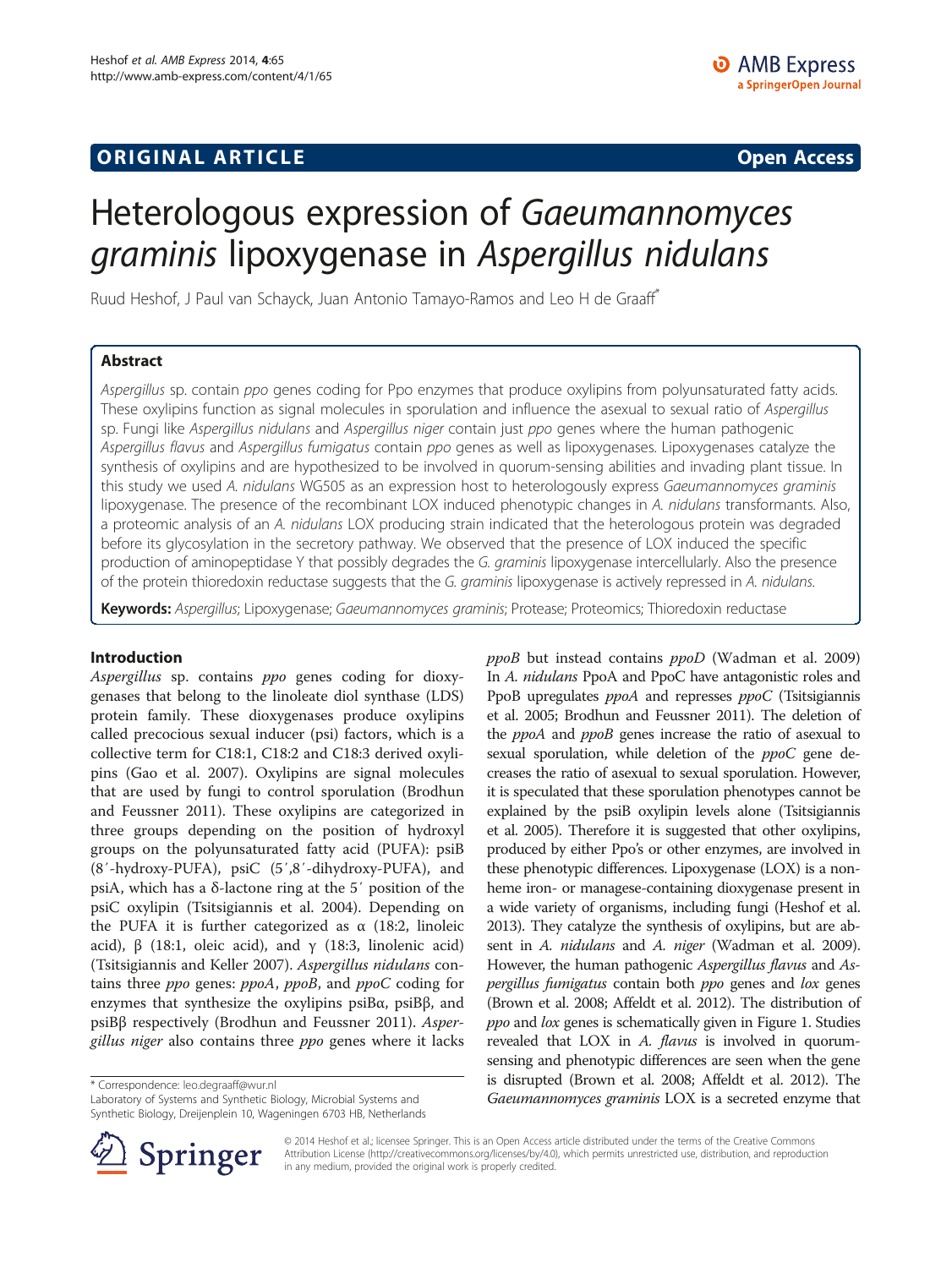**ORIGINAL ARTICLE** **Open Access**

# Heterologous expression of *Gaeumannomyces graminis* lipoxygenase in *Aspergillus nidulans*

Ruud Heshof, J Paul van Schayck, Juan Antonio Tamayo-Ramos and Leo H de Graaff*

## Abstract

*Aspergillus* sp. contain *ppo* genes coding for Ppo enzymes that produce oxylipins from polyunsaturated fatty acids. These oxylipins function as signal molecules in sporulation and influence the asexual to sexual ratio of *Aspergillus* sp. Fungi like *Aspergillus nidulans* and *Aspergillus niger* contain just *ppo* genes where the human pathogenic *Aspergillus flavus* and *Aspergillus fumigatus* contain *ppo* genes as well as lipoxygenases. Lipoxygenases catalyze the synthesis of oxylipins and are hypothesized to be involved in quorum-sensing abilities and invading plant tissue. In this study we used *A. nidulans* WG505 as an expression host to heterologously express *Gaeumannomyces graminis* lipoxygenase. The presence of the recombinant LOX induced phenotypic changes in *A. nidulans* transformants. Also, a proteomic analysis of an *A. nidulans* LOX producing strain indicated that the heterologous protein was degraded before its glycosylation in the secretory pathway. We observed that the presence of LOX induced the specific production of aminopeptidase Y that possibly degrades the *G. graminis* lipoxygenase intercellularly. Also the presence of the protein thioredoxin reductase suggests that the *G. graminis* lipoxygenase is actively repressed in *A. nidulans*.

**Keywords:** *Aspergillus*; Lipoxygenase; *Gaeumannomyces graminis*; Protease; Proteomics; Thioredoxin reductase

## Introduction

*Aspergillus* sp. contains *ppo* genes coding for dioxygenases that belong to the linoleate diol synthase (LDS) protein family. These dioxygenases produce oxylipins called precocious sexual inducer (psi) factors, which is a collective term for C18:1, C18:2 and C18:3 derived oxylipins (Gao et al. 2007). Oxylipins are signal molecules that are used by fungi to control sporulation (Brodhun and Feussner 2011). These oxylipins are categorized in three groups depending on the position of hydroxyl groups on the polyunsaturated fatty acid (PUFA): psiB (8′-hydroxy-PUFA), psiC (5′,8′-dihydroxy-PUFA), and psiA, which has a δ-lactone ring at the 5′ position of the psiC oxylipin (Tsitsigiannis et al. 2004). Depending on the PUFA it is further categorized as α (18:2, linoleic acid), β (18:1, oleic acid), and γ (18:3, linolenic acid) (Tsitsigiannis and Keller 2007). *Aspergillus nidulans* contains three *ppo* genes: *ppoA*, *ppoB*, and *ppoC* coding for enzymes that synthesize the oxylipins psiBα, psiBβ, and psiBβ respectively (Brodhun and Feussner 2011). *Aspergillus niger* also contains three *ppo* genes where it lacks *ppoB* but instead contains *ppoD* (Wadman et al. 2009) In *A. nidulans* PpoA and PpoC have antagonistic roles and PpoB upregulates *ppoA* and represses *ppoC* (Tsitsigiannis et al. 2005; Brodhun and Feussner 2011). The deletion of the *ppoA* and *ppoB* genes increase the ratio of asexual to sexual sporulation, while deletion of the *ppoC* gene decreases the ratio of asexual to sexual sporulation. However, it is speculated that these sporulation phenotypes cannot be explained by the psiB oxylipin levels alone (Tsitsigiannis et al. 2005). Therefore it is suggested that other oxylipins, produced by either Ppo's or other enzymes, are involved in these phenotypic differences. Lipoxygenase (LOX) is a non-heme iron- or managese-containing dioxygenase present in a wide variety of organisms, including fungi (Heshof et al. 2013). They catalyze the synthesis of oxylipins, but are absent in *A. nidulans* and *A. niger* (Wadman et al. 2009). However, the human pathogenic *Aspergillus flavus* and *Aspergillus fumigatus* contain both *ppo* genes and *lox* genes (Brown et al. 2008; Affeldt et al. 2012). The distribution of *ppo* and *lox* genes is schematically given in Figure 1. Studies revealed that LOX in *A. flavus* is involved in quorum-sensing and phenotypic differences are seen when the gene is disrupted (Brown et al. 2008; Affeldt et al. 2012). The *Gaeumannomyces graminis* LOX is a secreted enzyme that

\* Correspondence: leo.degraaff@wur.nl
Laboratory of Systems and Synthetic Biology, Microbial Systems and Synthetic Biology, Dreijenplein 10, Wageningen 6703 HB, Netherlands

© 2014 Heshof et al.; licensee Springer. This is an Open Access article distributed under the terms of the Creative Commons Attribution License (http://creativecommons.org/licenses/by/4.0), which permits unrestricted use, distribution, and reproduction in any medium, provided the original work is properly credited.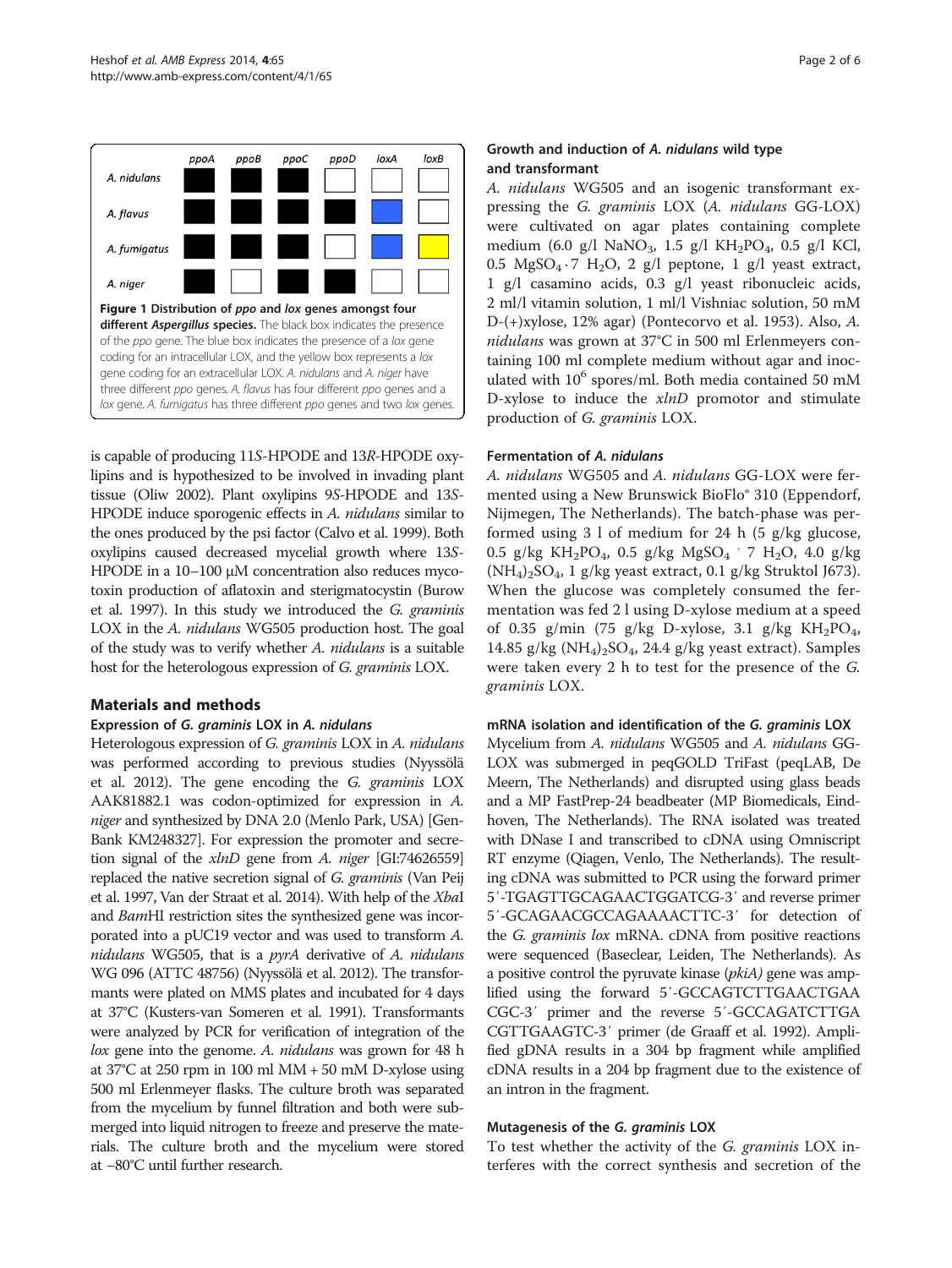**Figure 1 Distribution of *ppo* and *lox* genes amongst four different *Aspergillus* species.** The black box indicates the presence of the *ppo* gene. The blue box indicates the presence of a *lox* gene coding for an intracellular LOX, and the yellow box represents a *lox* gene coding for an extracellular LOX. *A. nidulans* and *A. niger* have three different *ppo* genes. *A. flavus* has four different *ppo* genes and a *lox* gene. *A. fumigatus* has three different *ppo* genes and two *lox* genes.

is capable of producing 11*S*-HPODE and 13*R*-HPODE oxylipins and is hypothesized to be involved in invading plant tissue (Oliw 2002). Plant oxylipins 9*S*-HPODE and 13*S*-HPODE induce sporogenic effects in *A. nidulans* similar to the ones produced by the psi factor (Calvo et al. 1999). Both oxylipins caused decreased mycelial growth where 13*S*-HPODE in a 10–100 μM concentration also reduces mycotoxin production of aflatoxin and sterigmatocystin (Burow et al. 1997). In this study we introduced the *G. graminis* LOX in the *A. nidulans* WG505 production host. The goal of the study was to verify whether *A. nidulans* is a suitable host for the heterologous expression of *G. graminis* LOX.

## Materials and methods

### Expression of *G. graminis* LOX in *A. nidulans*

Heterologous expression of *G. graminis* LOX in *A. nidulans* was performed according to previous studies (Nyyssölä et al. 2012). The gene encoding the *G. graminis* LOX AAK81882.1 was codon-optimized for expression in *A. niger* and synthesized by DNA 2.0 (Menlo Park, USA) [GenBank KM248327]. For expression the promoter and secretion signal of the *xlnD* gene from *A. niger* [GI:74626559] replaced the native secretion signal of *G. graminis* (Van Peij et al. 1997, Van der Straat et al. 2014). With help of the *Xba*I and *Bam*HI restriction sites the synthesized gene was incorporated into a pUC19 vector and was used to transform *A. nidulans* WG505, that is a *pyrA* derivative of *A. nidulans* WG 096 (ATTC 48756) (Nyyssölä et al. 2012). The transformants were plated on MMS plates and incubated for 4 days at 37°C (Kusters-van Someren et al. 1991). Transformants were analyzed by PCR for verification of integration of the *lox* gene into the genome. *A. nidulans* was grown for 48 h at 37°C at 250 rpm in 100 ml MM + 50 mM D-xylose using 500 ml Erlenmeyer flasks. The culture broth was separated from the mycelium by funnel filtration and both were submerged into liquid nitrogen to freeze and preserve the materials. The culture broth and the mycelium were stored at −80°C until further research.

### Growth and induction of *A. nidulans* wild type and transformant

*A. nidulans* WG505 and an isogenic transformant expressing the *G. graminis* LOX (*A. nidulans* GG-LOX) were cultivated on agar plates containing complete medium (6.0 g/l $NaNO_3$, 1.5 g/l $KH_2PO_4$, 0.5 g/l KCl, 0.5 $MgSO_4 \cdot 7\ H_2O$, 2 g/l peptone, 1 g/l yeast extract, 1 g/l casamino acids, 0.3 g/l yeast ribonucleic acids, 2 ml/l vitamin solution, 1 ml/l Vishniac solution, 50 mM D-(+)xylose, 12% agar) (Pontecorvo et al. 1953). Also, *A. nidulans* was grown at 37°C in 500 ml Erlenmeyers containing 100 ml complete medium without agar and inoculated with $10^6$ spores/ml. Both media contained 50 mM D-xylose to induce the *xlnD* promotor and stimulate production of *G. graminis* LOX.

### Fermentation of *A. nidulans*

*A. nidulans* WG505 and *A. nidulans* GG-LOX were fermented using a New Brunswick BioFlo® 310 (Eppendorf, Nijmegen, The Netherlands). The batch-phase was performed using 3 l of medium for 24 h (5 g/kg glucose, 0.5 g/kg $KH_2PO_4$, 0.5 g/kg $MgSO_4 \cdot 7\ H_2O$, 4.0 g/kg $(NH_4)_2SO_4$, 1 g/kg yeast extract, 0.1 g/kg Struktol J673). When the glucose was completely consumed the fermentation was fed 2 l using D-xylose medium at a speed of 0.35 g/min (75 g/kg D-xylose, 3.1 g/kg $KH_2PO_4$, 14.85 g/kg $(NH_4)_2SO_4$, 24.4 g/kg yeast extract). Samples were taken every 2 h to test for the presence of the *G. graminis* LOX.

### mRNA isolation and identification of the *G. graminis* LOX

Mycelium from *A. nidulans* WG505 and *A. nidulans* GG-LOX was submerged in peqGOLD TriFast (peqLAB, De Meern, The Netherlands) and disrupted using glass beads and a MP FastPrep-24 beadbeater (MP Biomedicals, Eindhoven, The Netherlands). The RNA isolated was treated with DNase I and transcribed to cDNA using Omniscript RT enzyme (Qiagen, Venlo, The Netherlands). The resulting cDNA was submitted to PCR using the forward primer 5′-TGAGTTGCAGAACTGGATCG-3′ and reverse primer 5′-GCAGAACGCCAGAAAACTTC-3′ for detection of the *G. graminis lox* mRNA. cDNA from positive reactions were sequenced (Baseclear, Leiden, The Netherlands). As a positive control the pyruvate kinase (*pkiA)* gene was amplified using the forward 5′-GCCAGTCTTGAACTGAACGC-3′ primer and the reverse 5′-GCCAGATCTTGACGTTGAAGTC-3′ primer (de Graaff et al. 1992). Amplified gDNA results in a 304 bp fragment while amplified cDNA results in a 204 bp fragment due to the existence of an intron in the fragment.

### Mutagenesis of the *G. graminis* LOX

To test whether the activity of the *G. graminis* LOX interferes with the correct synthesis and secretion of the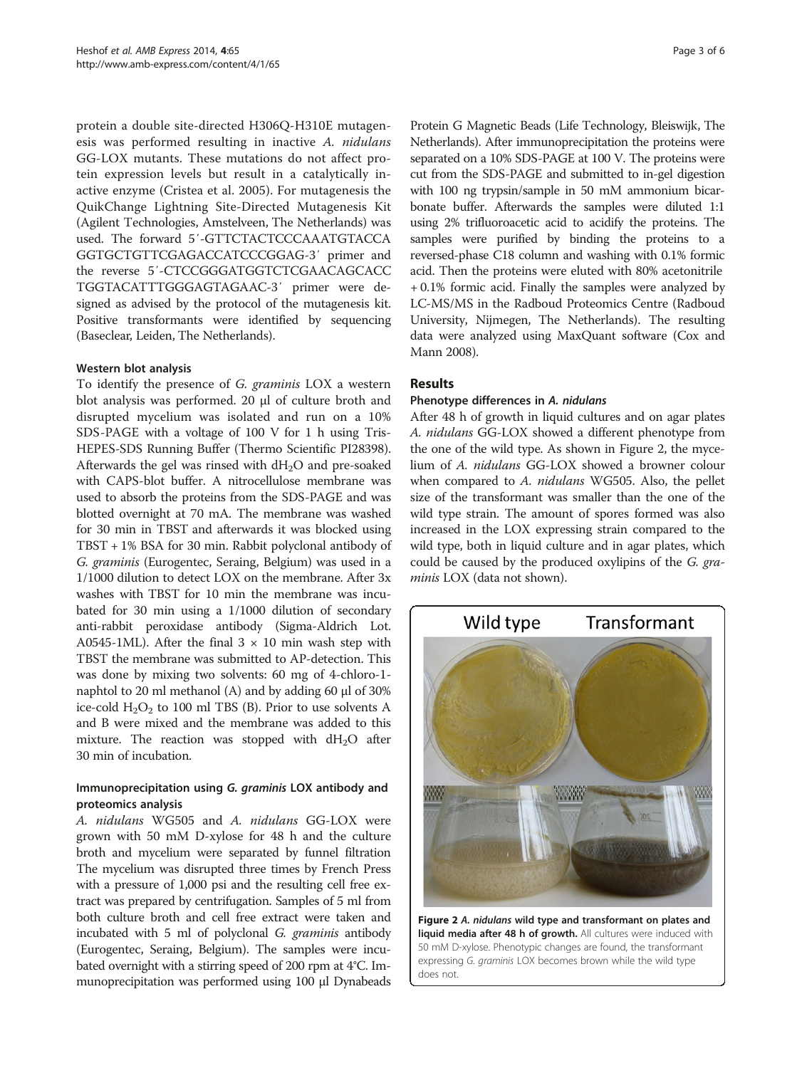protein a double site-directed H306Q-H310E mutagenesis was performed resulting in inactive *A. nidulans* GG-LOX mutants. These mutations do not affect protein expression levels but result in a catalytically inactive enzyme (Cristea et al. 2005). For mutagenesis the QuikChange Lightning Site-Directed Mutagenesis Kit (Agilent Technologies, Amstelveen, The Netherlands) was used. The forward 5′-GTTCTACTCCCAAATGTACCAGGTGCTGTTCGAGACCATCCCGGAG-3′ primer and the reverse 5′-CTCCGGGATGGTCTCGAACAGCACCTGGTACATTTGGGAGTAGAAC-3′ primer were designed as advised by the protocol of the mutagenesis kit. Positive transformants were identified by sequencing (Baseclear, Leiden, The Netherlands).

### Western blot analysis

To identify the presence of *G. graminis* LOX a western blot analysis was performed. 20 μl of culture broth and disrupted mycelium was isolated and run on a 10% SDS-PAGE with a voltage of 100 V for 1 h using Tris-HEPES-SDS Running Buffer (Thermo Scientific PI28398). Afterwards the gel was rinsed with $dH_2O$ and pre-soaked with CAPS-blot buffer. A nitrocellulose membrane was used to absorb the proteins from the SDS-PAGE and was blotted overnight at 70 mA. The membrane was washed for 30 min in TBST and afterwards it was blocked using TBST + 1% BSA for 30 min. Rabbit polyclonal antibody of *G. graminis* (Eurogentec, Seraing, Belgium) was used in a 1/1000 dilution to detect LOX on the membrane. After 3x washes with TBST for 10 min the membrane was incubated for 30 min using a 1/1000 dilution of secondary anti-rabbit peroxidase antibody (Sigma-Aldrich Lot. A0545-1ML). After the final 3 × 10 min wash step with TBST the membrane was submitted to AP-detection. This was done by mixing two solvents: 60 mg of 4-chloro-1-naphtol to 20 ml methanol (A) and by adding 60 μl of 30% ice-cold $H_2O_2$ to 100 ml TBS (B). Prior to use solvents A and B were mixed and the membrane was added to this mixture. The reaction was stopped with $dH_2O$ after 30 min of incubation.

### Immunoprecipitation using *G. graminis* LOX antibody and proteomics analysis

*A. nidulans* WG505 and *A. nidulans* GG-LOX were grown with 50 mM D-xylose for 48 h and the culture broth and mycelium were separated by funnel filtration The mycelium was disrupted three times by French Press with a pressure of 1,000 psi and the resulting cell free extract was prepared by centrifugation. Samples of 5 ml from both culture broth and cell free extract were taken and incubated with 5 ml of polyclonal *G. graminis* antibody (Eurogentec, Seraing, Belgium). The samples were incubated overnight with a stirring speed of 200 rpm at 4°C. Immunoprecipitation was performed using 100 μl Dynabeads Protein G Magnetic Beads (Life Technology, Bleiswijk, The Netherlands). After immunoprecipitation the proteins were separated on a 10% SDS-PAGE at 100 V. The proteins were cut from the SDS-PAGE and submitted to in-gel digestion with 100 ng trypsin/sample in 50 mM ammonium bicarbonate buffer. Afterwards the samples were diluted 1:1 using 2% trifluoroacetic acid to acidify the proteins. The samples were purified by binding the proteins to a reversed-phase C18 column and washing with 0.1% formic acid. Then the proteins were eluted with 80% acetonitrile + 0.1% formic acid. Finally the samples were analyzed by LC-MS/MS in the Radboud Proteomics Centre (Radboud University, Nijmegen, The Netherlands). The resulting data were analyzed using MaxQuant software (Cox and Mann 2008).

## Results

### Phenotype differences in *A. nidulans*

After 48 h of growth in liquid cultures and on agar plates *A. nidulans* GG-LOX showed a different phenotype from the one of the wild type. As shown in Figure 2, the mycelium of *A. nidulans* GG-LOX showed a browner colour when compared to *A. nidulans* WG505. Also, the pellet size of the transformant was smaller than the one of the wild type strain. The amount of spores formed was also increased in the LOX expressing strain compared to the wild type, both in liquid culture and in agar plates, which could be caused by the produced oxylipins of the *G. graminis* LOX (data not shown).

**Figure 2** ***A. nidulans*** **wild type and transformant on plates and liquid media after 48 h of growth.** All cultures were induced with 50 mM D-xylose. Phenotypic changes are found, the transformant expressing *G. graminis* LOX becomes brown while the wild type does not.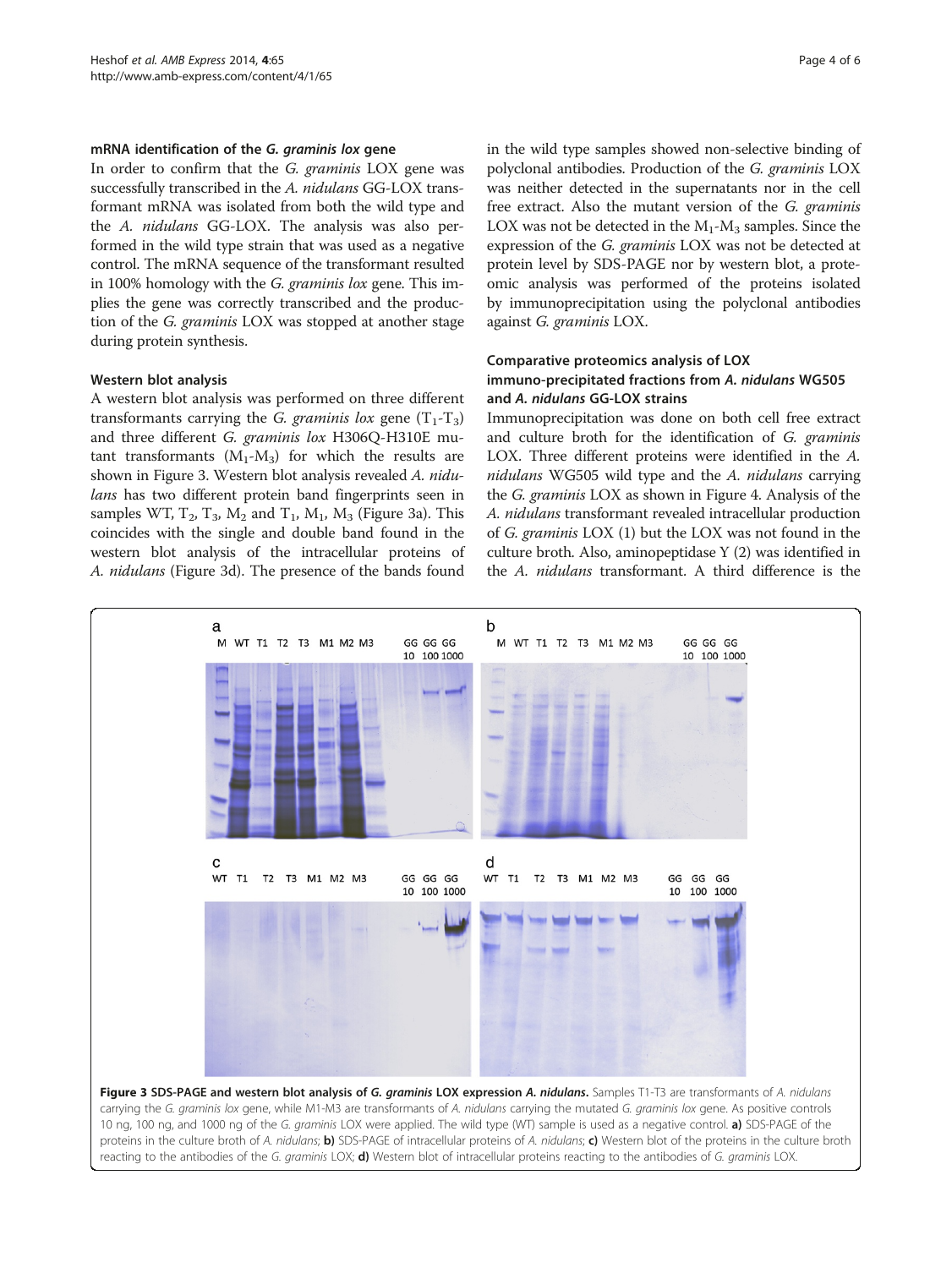### mRNA identification of the *G. graminis lox* gene

In order to confirm that the *G. graminis* LOX gene was successfully transcribed in the *A. nidulans* GG-LOX transformant mRNA was isolated from both the wild type and the *A. nidulans* GG-LOX. The analysis was also performed in the wild type strain that was used as a negative control. The mRNA sequence of the transformant resulted in 100% homology with the *G. graminis lox* gene. This implies the gene was correctly transcribed and the production of the *G. graminis* LOX was stopped at another stage during protein synthesis.

### Western blot analysis

A western blot analysis was performed on three different transformants carrying the *G. graminis lox* gene ($T_1$-$T_3$) and three different *G. graminis lox* H306Q-H310E mutant transformants ($M_1$-$M_3$) for which the results are shown in Figure 3. Western blot analysis revealed *A. nidulans* has two different protein band fingerprints seen in samples WT, $T_2$, $T_3$, $M_2$ and $T_1$, $M_1$, $M_3$ (Figure 3a). This coincides with the single and double band found in the western blot analysis of the intracellular proteins of *A. nidulans* (Figure 3d). The presence of the bands found in the wild type samples showed non-selective binding of polyclonal antibodies. Production of the *G. graminis* LOX was neither detected in the supernatants nor in the cell free extract. Also the mutant version of the *G. graminis* LOX was not be detected in the $M_1$-$M_3$ samples. Since the expression of the *G. graminis* LOX was not be detected at protein level by SDS-PAGE nor by western blot, a proteomic analysis was performed of the proteins isolated by immunoprecipitation using the polyclonal antibodies against *G. graminis* LOX.

### Comparative proteomics analysis of LOX immuno-precipitated fractions from *A. nidulans* WG505 and *A. nidulans* GG-LOX strains

Immunoprecipitation was done on both cell free extract and culture broth for the identification of *G. graminis* LOX. Three different proteins were identified in the *A. nidulans* WG505 wild type and the *A. nidulans* carrying the *G. graminis* LOX as shown in Figure 4. Analysis of the *A. nidulans* transformant revealed intracellular production of *G. graminis* LOX (1) but the LOX was not found in the culture broth. Also, aminopeptidase Y (2) was identified in the *A. nidulans* transformant. A third difference is the

**Figure 3 SDS-PAGE and western blot analysis of *G. graminis* LOX expression *A. nidulans*.** Samples T1-T3 are transformants of *A. nidulans* carrying the *G. graminis lox* gene, while M1-M3 are transformants of *A. nidulans* carrying the mutated *G. graminis lox* gene. As positive controls 10 ng, 100 ng, and 1000 ng of the *G. graminis* LOX were applied. The wild type (WT) sample is used as a negative control. **a)** SDS-PAGE of the proteins in the culture broth of *A. nidulans*; **b)** SDS-PAGE of intracellular proteins of *A. nidulans*; **c)** Western blot of the proteins in the culture broth reacting to the antibodies of the *G. graminis* LOX; **d)** Western blot of intracellular proteins reacting to the antibodies of *G. graminis* LOX.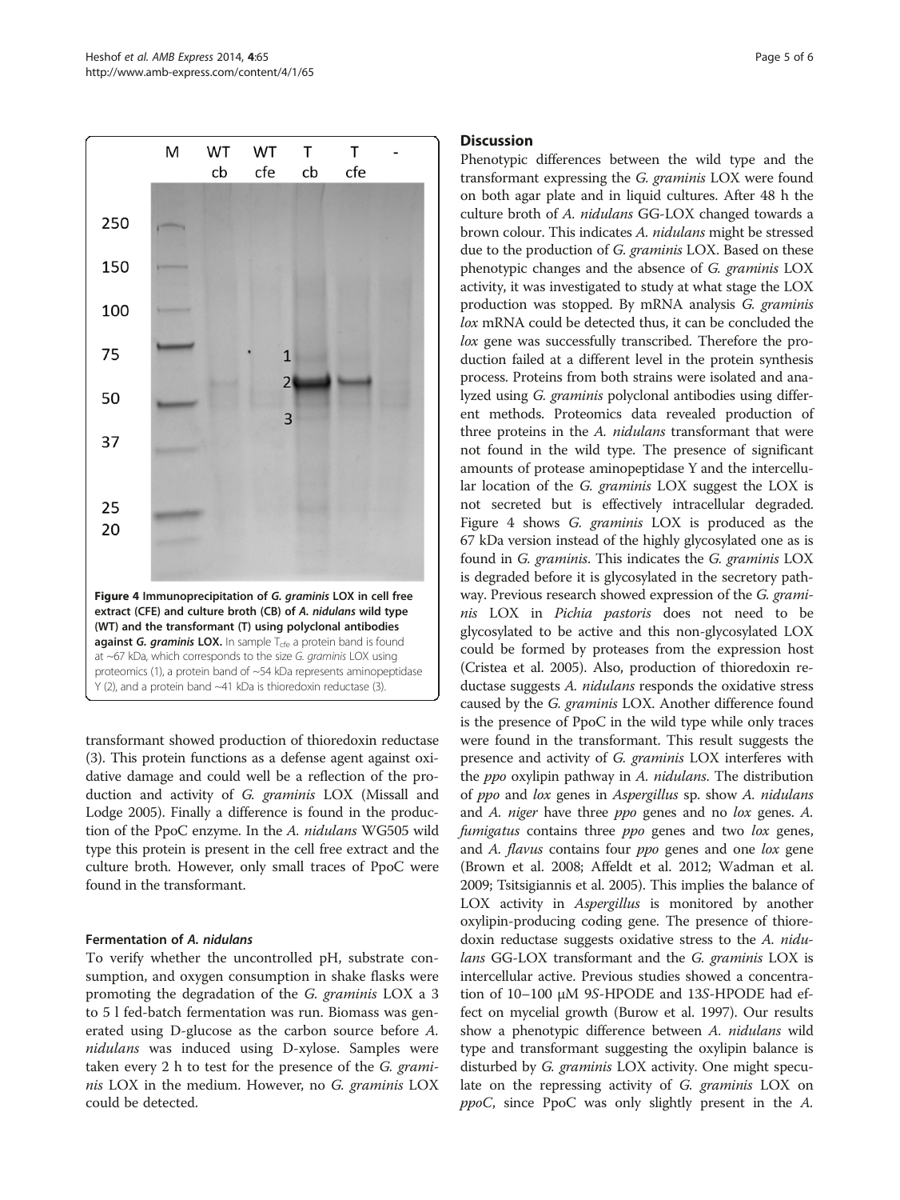Figure 4 Immunoprecipitation of *G. graminis* LOX in cell free extract (CFE) and culture broth (CB) of *A. nidulans* wild type (WT) and the transformant (T) using polyclonal antibodies against *G. graminis* LOX. In sample $T_{cfe}$ a protein band is found at ~67 kDa, which corresponds to the size *G. graminis* LOX using proteomics (1), a protein band of ~54 kDa represents aminopeptidase Y (2), and a protein band ~41 kDa is thioredoxin reductase (3).

transformant showed production of thioredoxin reductase (3). This protein functions as a defense agent against oxidative damage and could well be a reflection of the production and activity of *G. graminis* LOX (Missall and Lodge 2005). Finally a difference is found in the production of the PpoC enzyme. In the *A. nidulans* WG505 wild type this protein is present in the cell free extract and the culture broth. However, only small traces of PpoC were found in the transformant.

### Fermentation of *A. nidulans*

To verify whether the uncontrolled pH, substrate consumption, and oxygen consumption in shake flasks were promoting the degradation of the *G. graminis* LOX a 3 to 5 l fed-batch fermentation was run. Biomass was generated using D-glucose as the carbon source before *A. nidulans* was induced using D-xylose. Samples were taken every 2 h to test for the presence of the *G. graminis* LOX in the medium. However, no *G. graminis* LOX could be detected.

## Discussion

Phenotypic differences between the wild type and the transformant expressing the *G. graminis* LOX were found on both agar plate and in liquid cultures. After 48 h the culture broth of *A. nidulans* GG-LOX changed towards a brown colour. This indicates *A. nidulans* might be stressed due to the production of *G. graminis* LOX. Based on these phenotypic changes and the absence of *G. graminis* LOX activity, it was investigated to study at what stage the LOX production was stopped. By mRNA analysis *G. graminis lox* mRNA could be detected thus, it can be concluded the *lox* gene was successfully transcribed. Therefore the production failed at a different level in the protein synthesis process. Proteins from both strains were isolated and analyzed using *G. graminis* polyclonal antibodies using different methods. Proteomics data revealed production of three proteins in the *A. nidulans* transformant that were not found in the wild type. The presence of significant amounts of protease aminopeptidase Y and the intercellular location of the *G. graminis* LOX suggest the LOX is not secreted but is effectively intracellular degraded. Figure 4 shows *G. graminis* LOX is produced as the 67 kDa version instead of the highly glycosylated one as is found in *G. graminis*. This indicates the *G. graminis* LOX is degraded before it is glycosylated in the secretory pathway. Previous research showed expression of the *G. graminis* LOX in *Pichia pastoris* does not need to be glycosylated to be active and this non-glycosylated LOX could be formed by proteases from the expression host (Cristea et al. 2005). Also, production of thioredoxin reductase suggests *A. nidulans* responds the oxidative stress caused by the *G. graminis* LOX. Another difference found is the presence of PpoC in the wild type while only traces were found in the transformant. This result suggests the presence and activity of *G. graminis* LOX interferes with the *ppo* oxylipin pathway in *A. nidulans*. The distribution of *ppo* and *lox* genes in *Aspergillus* sp. show *A. nidulans* and *A. niger* have three *ppo* genes and no *lox* genes. *A. fumigatus* contains three *ppo* genes and two *lox* genes, and *A. flavus* contains four *ppo* genes and one *lox* gene (Brown et al. 2008; Affeldt et al. 2012; Wadman et al. 2009; Tsitsigiannis et al. 2005). This implies the balance of LOX activity in *Aspergillus* is monitored by another oxylipin-producing coding gene. The presence of thioredoxin reductase suggests oxidative stress to the *A. nidulans* GG-LOX transformant and the *G. graminis* LOX is intercellular active. Previous studies showed a concentration of 10–100 μM 9S-HPODE and 13S-HPODE had effect on mycelial growth (Burow et al. 1997). Our results show a phenotypic difference between *A. nidulans* wild type and transformant suggesting the oxylipin balance is disturbed by *G. graminis* LOX activity. One might speculate on the repressing activity of *G. graminis* LOX on *ppoC*, since PpoC was only slightly present in the *A.*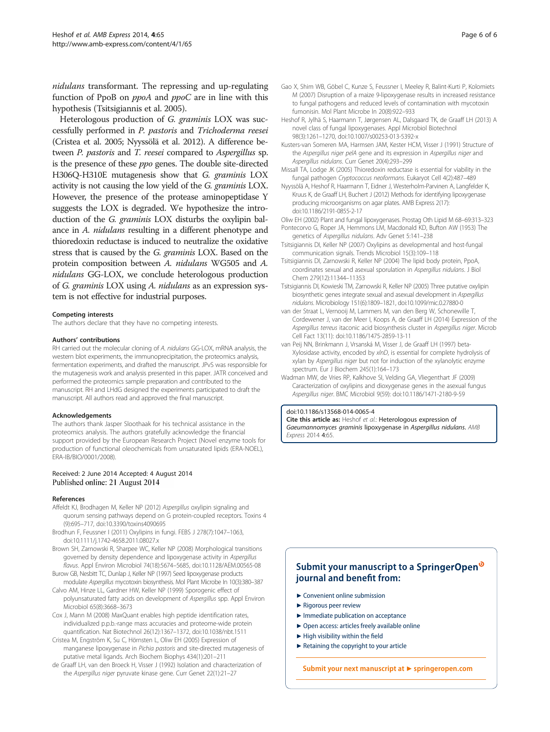*nidulans* transformant. The repressing and up-regulating function of PpoB on *ppoA* and *ppoC* are in line with this hypothesis (Tsitsigiannis et al. 2005).

Heterologous production of *G. graminis* LOX was successfully performed in *P. pastoris* and *Trichoderma reesei* (Cristea et al. 2005; Nyyssölä et al. 2012). A difference between *P. pastoris* and *T. reesei* compared to *Aspergillus* sp. is the presence of these *ppo* genes. The double site-directed H306Q-H310E mutagenesis show that *G. graminis* LOX activity is not causing the low yield of the *G. graminis* LOX. However, the presence of the protease aminopeptidase Y suggests the LOX is degraded. We hypothesize the introduction of the *G. graminis* LOX disturbs the oxylipin balance in *A. nidulans* resulting in a different phenotype and thioredoxin reductase is induced to neutralize the oxidative stress that is caused by the *G. graminis* LOX. Based on the protein composition between *A. nidulans* WG505 and *A. nidulans* GG-LOX, we conclude heterologous production of *G. graminis* LOX using *A. nidulans* as an expression system is not effective for industrial purposes.

#### Competing interests
The authors declare that they have no competing interests.

#### Authors' contributions
RH carried out the molecular cloning of *A. nidulans* GG-LOX, mRNA analysis, the western blot experiments, the immunoprecipitation, the proteomics analysis, fermentation experiments, and drafted the manuscript. JPvS was responsible for the mutagenesis work and analysis presented in this paper. JATR conceived and performed the proteomics sample preparation and contributed to the manuscript. RH and LHdG designed the experiments participated to draft the manuscript. All authors read and approved the final manuscript.

#### Acknowledgements
The authors thank Jasper Sloothaak for his technical assistance in the proteomics analysis. The authors gratefully acknowledge the financial support provided by the European Research Project (Novel enzyme tools for production of functional oleochemicals from unsaturated lipids (ERA-NOEL), ERA-IB/BIO/0001/2008).

Received: 2 June 2014 Accepted: 4 August 2014
Published online: 21 August 2014

#### References
- Affeldt KJ, Brodhagen M, Keller NP (2012) *Aspergillus* oxylipin signaling and quorum sensing pathways depend on G protein-coupled receptors. Toxins 4 (9):695–717, doi:10.3390/toxins4090695
- Brodhun F, Feussner I (2011) Oxylipins in fungi. FEBS J 278(7):1047–1063, doi:10.1111/j.1742-4658.2011.08027.x
- Brown SH, Zarnowski R, Sharpee WC, Keller NP (2008) Morphological transitions governed by density dependence and lipoxygenase activity in *Aspergillus flavus*. Appl Environ Microbiol 74(18):5674–5685, doi:10.1128/AEM.00565-08
- Burow GB, Nesbitt TC, Dunlap J, Keller NP (1997) Seed lipoxygenase products modulate *Aspergillus* mycotoxin biosynthesis. Mol Plant Microbe In 10(3):380–387
- Calvo AM, Hinze LL, Gardner HW, Keller NP (1999) Sporogenic effect of polyunsaturated fatty acids on development of *Aspergillus* spp. Appl Environ Microbiol 65(8):3668–3673
- Cox J, Mann M (2008) MaxQuant enables high peptide identification rates, individualized p.p.b.-range mass accuracies and proteome-wide protein quantification. Nat Biotechnol 26(12):1367–1372, doi:10.1038/nbt.1511
- Cristea M, Engström K, Su C, Hörnsten L, Oliw EH (2005) Expression of manganese lipoxygenase in *Pichia pastoris* and site-directed mutagenesis of putative metal ligands. Arch Biochem Biophys 434(1):201–211
- de Graaff LH, van den Broeck H, Visser J (1992) Isolation and characterization of the *Aspergillus niger* pyruvate kinase gene. Curr Genet 22(1):21–27
- Gao X, Shim WB, Göbel C, Kunze S, Feussner I, Meeley R, Balint-Kurti P, Kolomiets M (2007) Disruption of a maize 9-lipoxygenase results in increased resistance to fungal pathogens and reduced levels of contamination with mycotoxin fumonisin. Mol Plant Microbe In 20(8):922–933
- Heshof R, Jylhä S, Haarmann T, Jørgensen AL, Dalsgaard TK, de Graaff LH (2013) A novel class of fungal lipoxygenases. Appl Microbiol Biotechnol 98(3):1261–1270, doi:10.1007/s00253-013-5392-x
- Kusters-van Someren MA, Harmsen JAM, Kester HCM, Visser J (1991) Structure of the *Aspergillus niger pelA* gene and its expression in *Aspergillus niger* and *Aspergillus nidulans*. Curr Genet 20(4):293–299
- Missall TA, Lodge JK (2005) Thioredoxin reductase is essential for viability in the fungal pathogen *Cryptococcus neoformans*. Eukaryot Cell 4(2):487–489
- Nyyssölä A, Heshof R, Haarmann T, Eidner J, Westerholm-Parvinen A, Langfelder K, Kruus K, de Graaff LH, Buchert J (2012) Methods for identifying lipoxygenase producing microorganisms on agar plates. AMB Express 2(17): doi:10.1186/2191-0855-2-17
- Oliw EH (2002) Plant and fungal lipoxygenases. Prostag Oth Lipid M 68–69:313–323
- Pontecorvo G, Roper JA, Hemmons LM, Macdonald KD, Bufton AW (1953) The genetics of *Aspergillus nidulans*. Adv Genet 5:141–238
- Tsitsigiannis DI, Keller NP (2007) Oxylipins as developmental and host-fungal communication signals. Trends Microbiol 15(3):109–118
- Tsitsigiannis DI, Zarnowski R, Keller NP (2004) The lipid body protein, PpoA, coordinates sexual and asexual sporulation in *Aspergillus nidulans*. J Biol Chem 279(12):11344–11353
- Tsitsigiannis DI, Kowieski TM, Zarnowski R, Keller NP (2005) Three putative oxylipin biosynthetic genes integrate sexual and asexual development in *Aspergillus nidulans*. Microbiology 151(6):1809–1821, doi:10.1099/mic.0.27880-0
- van der Straat L, Vernooij M, Lammers M, van den Berg W, Schonewille T, Cordewener J, van der Meer I, Koops A, de Graaff LH (2014) Expression of the *Aspergillus terreus* itaconic acid biosynthesis cluster in *Aspergillus niger*. Microb Cell Fact 13(11): doi:10.1186/1475-2859-13-11
- van Peij NN, Brinkmann J, Vrsanská M, Visser J, de Graaff LH (1997) beta-Xylosidase activity, encoded by *xlnD*, is essential for complete hydrolysis of xylan by *Aspergillus niger* but not for induction of the xylanolytic enzyme spectrum. Eur J Biochem 245(1):164–173
- Wadman MW, de Vries RP, Kalkhove SI, Velding GA, Vliegenthart JF (2009) Caracterization of oxylipins and dioxygenase genes in the asexual fungus *Aspergillus niger*. BMC Microbiol 9(59): doi:10.1186/1471-2180-9-59

doi:10.1186/s13568-014-0065-4
**Cite this article as:** Heshof *et al.*: Heterologous expression of *Gaeumannomyces graminis* lipoxygenase in *Aspergillus nidulans*. *AMB Express* 2014 **4**:65.

**Submit your manuscript to a SpringerOpen journal and benefit from:**

- ► Convenient online submission
- ► Rigorous peer review
- ► Immediate publication on acceptance
- ► Open access: articles freely available online
- ► High visibility within the field
- ► Retaining the copyright to your article

**Submit your next manuscript at ► springeropen.com**